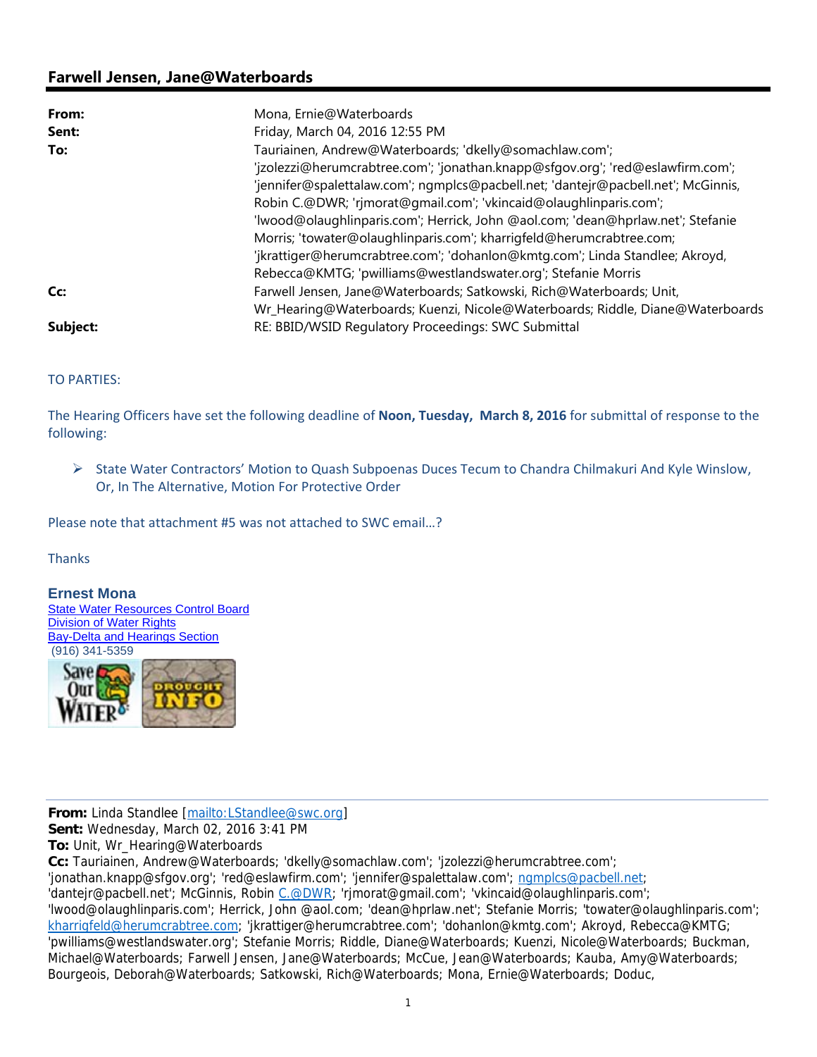## Farwell Jensen, Jane@Waterboards

| | |
|---|---|
| **From:** | Mona, Ernie@Waterboards |
| **Sent:** | Friday, March 04, 2016 12:55 PM |
| **To:** | Tauriainen, Andrew@Waterboards; 'dkelly@somachlaw.com'; 'jzolezzi@herumcrabtree.com'; 'jonathan.knapp@sfgov.org'; 'red@eslawfirm.com'; 'jennifer@spalettalaw.com'; ngmplcs@pacbell.net; 'dantejr@pacbell.net'; McGinnis, Robin C.@DWR; 'rjmorat@gmail.com'; 'vkincaid@olaughlinparis.com'; 'lwood@olaughlinparis.com'; Herrick, John @aol.com; 'dean@hprlaw.net'; Stefanie Morris; 'towater@olaughlinparis.com'; kharrigfeld@herumcrabtree.com; 'jkrattiger@herumcrabtree.com'; 'dohanlon@kmtg.com'; Linda Standlee; Akroyd, Rebecca@KMTG; 'pwilliams@westlandswater.org'; Stefanie Morris |
| **Cc:** | Farwell Jensen, Jane@Waterboards; Satkowski, Rich@Waterboards; Unit, Wr_Hearing@Waterboards; Kuenzi, Nicole@Waterboards; Riddle, Diane@Waterboards |
| **Subject:** | RE: BBID/WSID Regulatory Proceedings: SWC Submittal |

TO PARTIES:

The Hearing Officers have set the following deadline of **Noon, Tuesday, March 8, 2016** for submittal of response to the following:

- State Water Contractors' Motion to Quash Subpoenas Duces Tecum to Chandra Chilmakuri And Kyle Winslow, Or, In The Alternative, Motion For Protective Order

Please note that attachment #5 was not attached to SWC email…?

Thanks

**Ernest Mona**
State Water Resources Control Board
Division of Water Rights
Bay-Delta and Hearings Section
(916) 341-5359

---

**From:** Linda Standlee [mailto:LStandlee@swc.org]
**Sent:** Wednesday, March 02, 2016 3:41 PM
**To:** Unit, Wr_Hearing@Waterboards
**Cc:** Tauriainen, Andrew@Waterboards; 'dkelly@somachlaw.com'; 'jzolezzi@herumcrabtree.com'; 'jonathan.knapp@sfgov.org'; 'red@eslawfirm.com'; 'jennifer@spalettalaw.com'; ngmplcs@pacbell.net; 'dantejr@pacbell.net'; McGinnis, Robin C.@DWR; 'rjmorat@gmail.com'; 'vkincaid@olaughlinparis.com'; 'lwood@olaughlinparis.com'; Herrick, John @aol.com; 'dean@hprlaw.net'; Stefanie Morris; 'towater@olaughlinparis.com'; kharrigfeld@herumcrabtree.com; 'jkrattiger@herumcrabtree.com'; 'dohanlon@kmtg.com'; Akroyd, Rebecca@KMTG; 'pwilliams@westlandswater.org'; Stefanie Morris; Riddle, Diane@Waterboards; Kuenzi, Nicole@Waterboards; Buckman, Michael@Waterboards; Farwell Jensen, Jane@Waterboards; McCue, Jean@Waterboards; Kauba, Amy@Waterboards; Bourgeois, Deborah@Waterboards; Satkowski, Rich@Waterboards; Mona, Ernie@Waterboards; Doduc,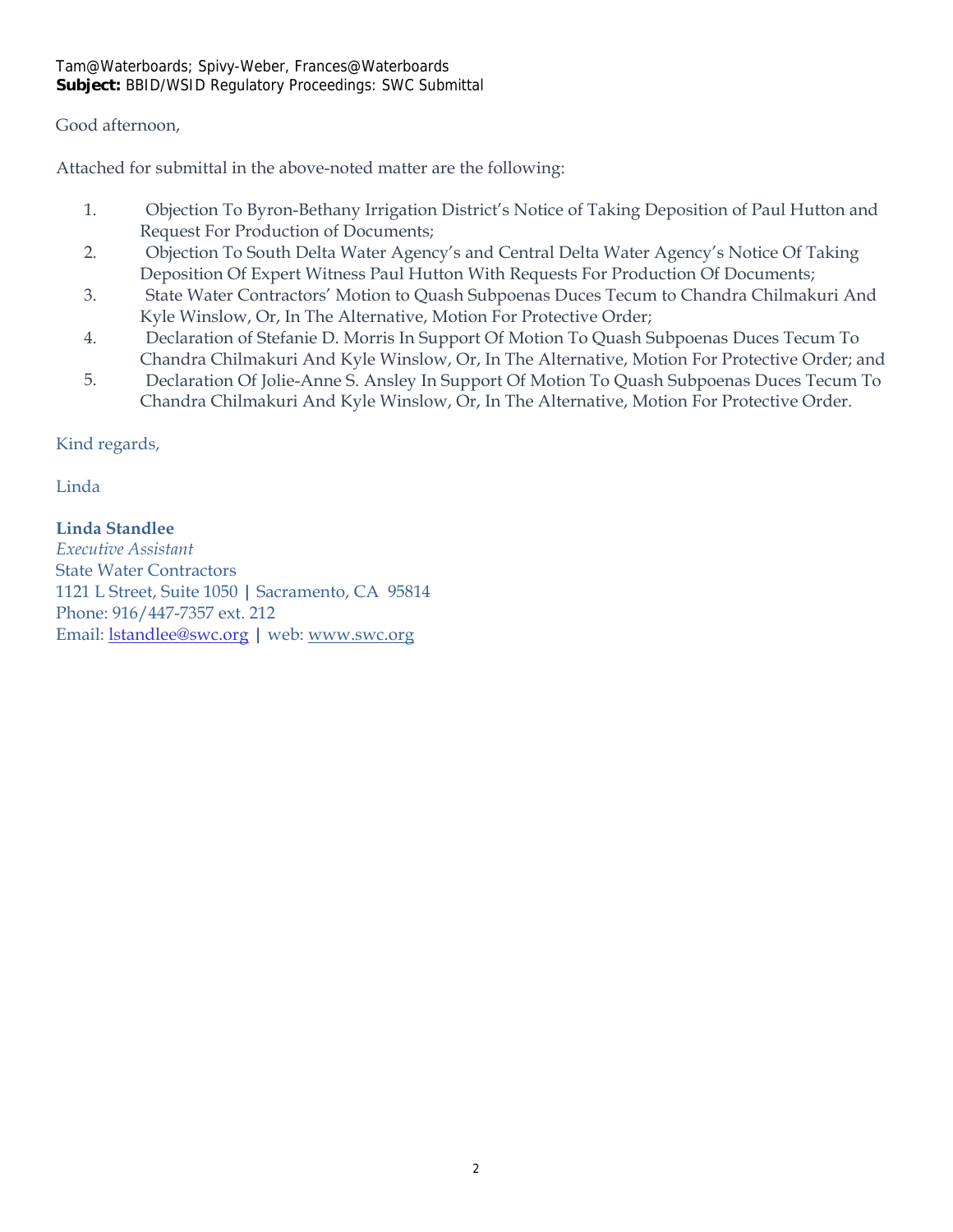Tam@Waterboards; Spivy-Weber, Frances@Waterboards
**Subject:** BBID/WSID Regulatory Proceedings: SWC Submittal

Good afternoon,

Attached for submittal in the above-noted matter are the following:

1. Objection To Byron-Bethany Irrigation District's Notice of Taking Deposition of Paul Hutton and Request For Production of Documents;
2. Objection To South Delta Water Agency's and Central Delta Water Agency's Notice Of Taking Deposition Of Expert Witness Paul Hutton With Requests For Production Of Documents;
3. State Water Contractors' Motion to Quash Subpoenas Duces Tecum to Chandra Chilmakuri And Kyle Winslow, Or, In The Alternative, Motion For Protective Order;
4. Declaration of Stefanie D. Morris In Support Of Motion To Quash Subpoenas Duces Tecum To Chandra Chilmakuri And Kyle Winslow, Or, In The Alternative, Motion For Protective Order; and
5. Declaration Of Jolie-Anne S. Ansley In Support Of Motion To Quash Subpoenas Duces Tecum To Chandra Chilmakuri And Kyle Winslow, Or, In The Alternative, Motion For Protective Order.

Kind regards,

Linda

**Linda Standlee**
*Executive Assistant*
State Water Contractors
1121 L Street, Suite 1050 | Sacramento, CA 95814
Phone: 916/447-7357 ext. 212
Email: lstandlee@swc.org | web: www.swc.org